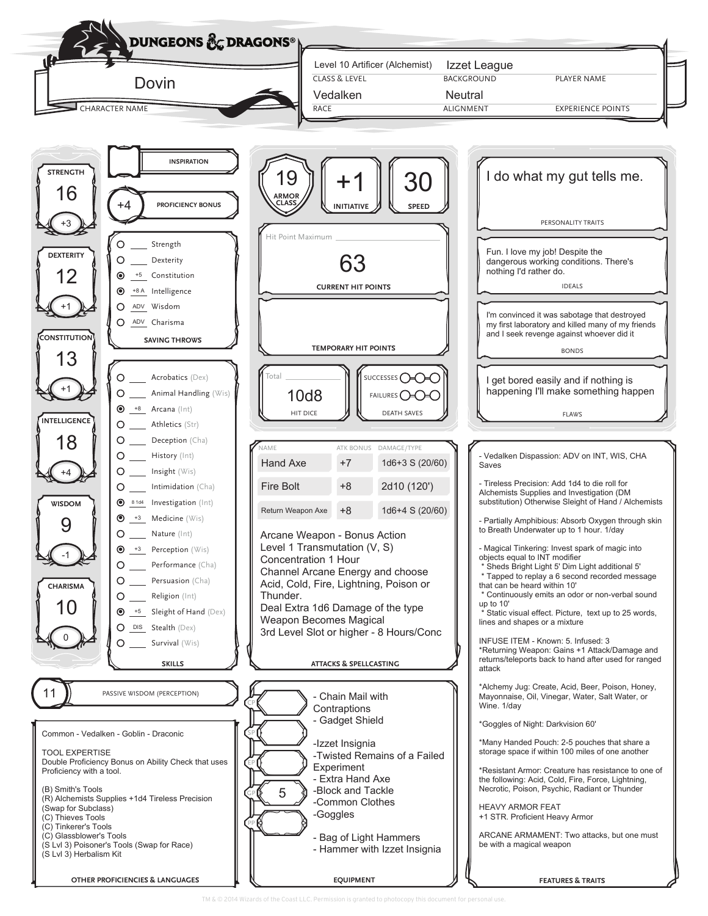# DUNGEONS & DRAGONS

**CHARACTER NAME:** Dovin

| CLASS & LEVEL | BACKGROUND | PLAYER NAME |
|---|---|---|
| Level 10 Artificer (Alchemist) | Izzet League | |

| RACE | ALIGNMENT | EXPERIENCE POINTS |
|---|---|---|
| Vedalken | Neutral | |

## Ability Scores

| Ability | Score | Modifier |
|---|---|---|
| STRENGTH | 16 | +3 |
| DEXTERITY | 12 | +1 |
| CONSTITUTION | 13 | +1 |
| INTELLIGENCE | 18 | +4 |
| WISDOM | 9 | -1 |
| CHARISMA | 10 | 0 |

**INSPIRATION**

**PROFICIENCY BONUS:** +4

## SAVING THROWS

- ○ Strength
- ○ Dexterity
- ◉ +5 Constitution
- ◉ +8 A Intelligence
- ○ ADV Wisdom
- ○ ADV Charisma

## SKILLS

- ○ Acrobatics (Dex)
- ○ Animal Handling (Wis)
- ◉ +8 Arcana (Int)
- ○ Athletics (Str)
- ○ Deception (Cha)
- ○ History (Int)
- ○ Insight (Wis)
- ○ Intimidation (Cha)
- ◉ 8 1d4 Investigation (Int)
- ◉ +3 Medicine (Wis)
- ○ Nature (Int)
- ◉ +3 Perception (Wis)
- ○ Performance (Cha)
- ○ Persuasion (Cha)
- ○ Religion (Int)
- ◉ +5 Sleight of Hand (Dex)
- ○ DIS Stealth (Dex)
- ○ Survival (Wis)

**PASSIVE WISDOM (PERCEPTION):** 11

## OTHER PROFICIENCIES & LANGUAGES

Common - Vedalken - Goblin - Draconic

TOOL EXPERTISE
Double Proficiency Bonus on Ability Check that uses Proficiency with a tool.

(B) Smith's Tools
(R) Alchemists Supplies +1d4 Tireless Precision (Swap for Subclass)
(C) Thieves Tools
(C) Tinkerer's Tools
(C) Glassblower's Tools
(S Lvl 3) Poisoner's Tools (Swap for Race)
(S Lvl 3) Herbalism Kit

## Combat

| ARMOR CLASS | INITIATIVE | SPEED |
|---|---|---|
| 19 | +1 | 30 |

Hit Point Maximum

**CURRENT HIT POINTS:** 63

**TEMPORARY HIT POINTS:**

**HIT DICE:** Total 10d8

**DEATH SAVES:** SUCCESSES ○-○-○ FAILURES ○-○-○

## ATTACKS & SPELLCASTING

| NAME | ATK BONUS | DAMAGE/TYPE |
|---|---|---|
| Hand Axe | +7 | 1d6+3 S (20/60) |
| Fire Bolt | +8 | 2d10 (120') |
| Return Weapon Axe | +8 | 1d6+4 S (20/60) |

Arcane Weapon - Bonus Action
Level 1 Transmutation (V, S)
Concentration 1 Hour
Channel Arcane Energy and choose Acid, Cold, Fire, Lightning, Poison or Thunder.
Deal Extra 1d6 Damage of the type
Weapon Becomes Magical
3rd Level Slot or higher - 8 Hours/Conc

## EQUIPMENT

CP:
SP:
EP:
GP: 5
PP:

- Chain Mail with Contraptions
- Gadget Shield
- Izzet Insignia
- Twisted Remains of a Failed Experiment
- Extra Hand Axe
- Block and Tackle
- Common Clothes
- Goggles
- Bag of Light Hammers
- Hammer with Izzet Insignia

## PERSONALITY TRAITS

I do what my gut tells me.

## IDEALS

Fun. I love my job! Despite the dangerous working conditions. There's nothing I'd rather do.

## BONDS

I'm convinced it was sabotage that destroyed my first laboratory and killed many of my friends and I seek revenge against whoever did it

## FLAWS

I get bored easily and if nothing is happening I'll make something happen

## FEATURES & TRAITS

- Vedalken Dispassion: ADV on INT, WIS, CHA Saves

- Tireless Precision: Add 1d4 to die roll for Alchemists Supplies and Investigation (DM substitution) Otherwise Sleight of Hand / Alchemists

- Partially Amphibious: Absorb Oxygen through skin to Breath Underwater up to 1 hour. 1/day

- Magical Tinkering: Invest spark of magic into objects equal to INT modifier
 * Sheds Bright Light 5' Dim Light additional 5'
 * Tapped to replay a 6 second recorded message that can be heard within 10'
 * Continuously emits an odor or non-verbal sound up to 10'
 * Static visual effect. Picture, text up to 25 words, lines and shapes or a mixture

INFUSE ITEM - Known: 5. Infused: 3
*Returning Weapon: Gains +1 Attack/Damage and returns/teleports back to hand after used for ranged attack

*Alchemy Jug: Create, Acid, Beer, Poison, Honey, Mayonnaise, Oil, Vinegar, Water, Salt Water, or Wine. 1/day

*Goggles of Night: Darkvision 60'

*Many Handed Pouch: 2-5 pouches that share a storage space if within 100 miles of one another

*Resistant Armor: Creature has resistance to one of the following: Acid, Cold, Fire, Force, Lightning, Necrotic, Poison, Psychic, Radiant or Thunder

HEAVY ARMOR FEAT
+1 STR. Proficient Heavy Armor

ARCANE ARMAMENT: Two attacks, but one must be with a magical weapon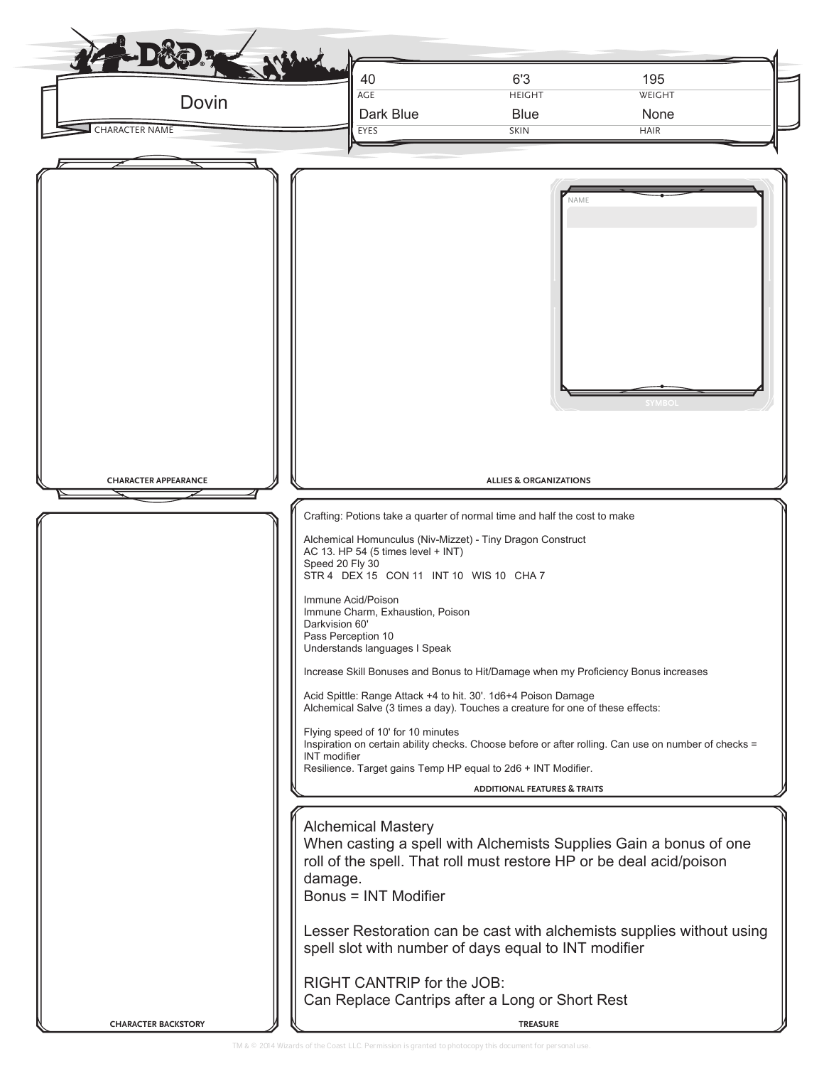**CHARACTER NAME:** Dovin

| AGE | HEIGHT | WEIGHT |
| --- | --- | --- |
| 40 | 6'3 | 195 |

| EYES | SKIN | HAIR |
| --- | --- | --- |
| Dark Blue | Blue | None |

**CHARACTER APPEARANCE**

**ALLIES & ORGANIZATIONS**

NAME

SYMBOL

**CHARACTER BACKSTORY**

**ADDITIONAL FEATURES & TRAITS**

Crafting: Potions take a quarter of normal time and half the cost to make

Alchemical Homunculus (Niv-Mizzet) - Tiny Dragon Construct
AC 13. HP 54 (5 times level + INT)
Speed 20 Fly 30
STR 4 DEX 15 CON 11 INT 10 WIS 10 CHA 7

Immune Acid/Poison
Immune Charm, Exhaustion, Poison
Darkvision 60'
Pass Perception 10
Understands languages I Speak

Increase Skill Bonuses and Bonus to Hit/Damage when my Proficiency Bonus increases

Acid Spittle: Range Attack +4 to hit. 30'. 1d6+4 Poison Damage
Alchemical Salve (3 times a day). Touches a creature for one of these effects:

Flying speed of 10' for 10 minutes
Inspiration on certain ability checks. Choose before or after rolling. Can use on number of checks = INT modifier
Resilience. Target gains Temp HP equal to 2d6 + INT Modifier.

**TREASURE**

Alchemical Mastery
When casting a spell with Alchemists Supplies Gain a bonus of one roll of the spell. That roll must restore HP or be deal acid/poison damage.
Bonus = INT Modifier

Lesser Restoration can be cast with alchemists supplies without using spell slot with number of days equal to INT modifier

RIGHT CANTRIP for the JOB:
Can Replace Cantrips after a Long or Short Rest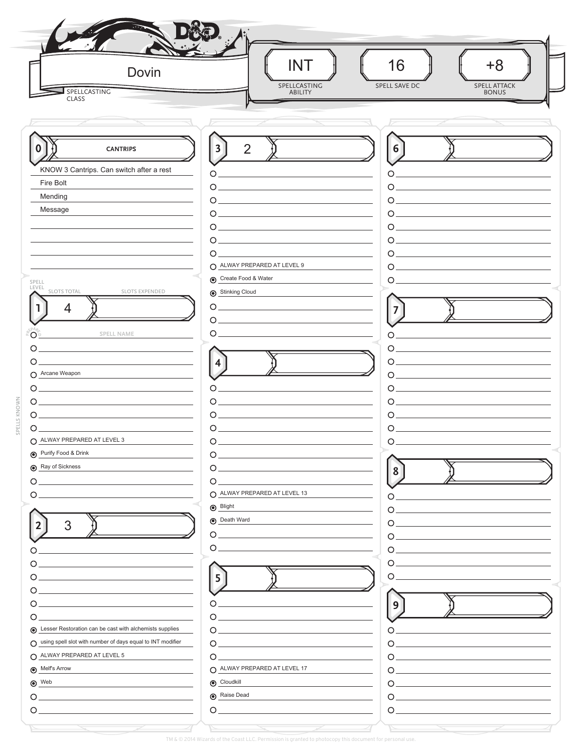# Dovin

SPELLCASTING CLASS

| SPELLCASTING ABILITY | SPELL SAVE DC | SPELL ATTACK BONUS |
|---|---|---|
| INT | 16 | +8 |

## 0 — CANTRIPS

KNOW 3 Cantrips. Can switch after a rest

- Fire Bolt
- Mending
- Message

## 1 — Slots Total: 4

SPELL LEVEL / SLOTS TOTAL / SLOTS EXPENDED / PREPARED / SPELL NAME

- ○ Arcane Weapon
- ○ ALWAY PREPARED AT LEVEL 3
- ◉ Purify Food & Drink
- ◉ Ray of Sickness

## 2 — Slots Total: 3

- ◉ Lesser Restoration can be cast with alchemists supplies
- ○ using spell slot with number of days equal to INT modifier
- ○ ALWAY PREPARED AT LEVEL 5
- ◉ Melf's Arrow
- ◉ Web

## 3 — Slots Total: 2

- ○ ALWAY PREPARED AT LEVEL 9
- ◉ Create Food & Water
- ◉ Stinking Cloud

## 4

- ○ ALWAY PREPARED AT LEVEL 13
- ◉ Blight
- ◉ Death Ward

## 5

- ○ ALWAY PREPARED AT LEVEL 17
- ◉ Cloudkill
- ◉ Raise Dead

## 6

## 7

## 8

## 9

SPELLS KNOWN

TM & © 2014 Wizards of the Coast LLC. Permission is granted to photocopy this document for personal use.